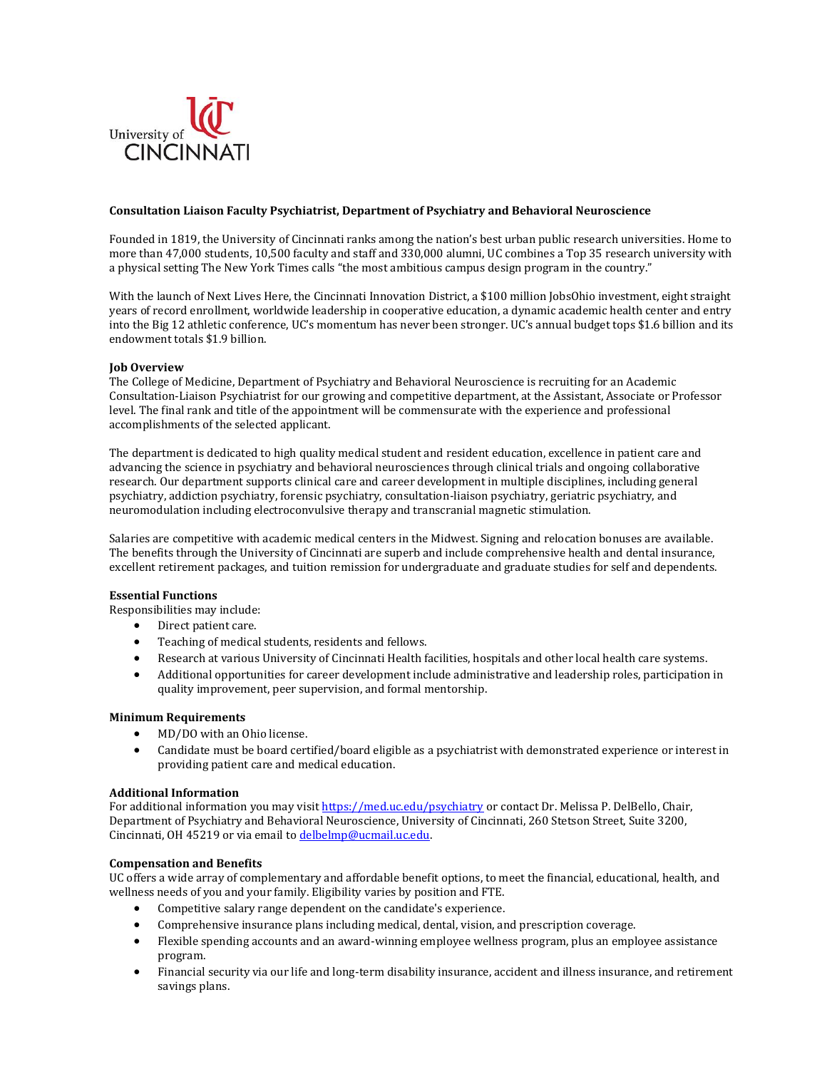University of CINCINNATI

**Consultation Liaison Faculty Psychiatrist, Department of Psychiatry and Behavioral Neuroscience**

Founded in 1819, the University of Cincinnati ranks among the nation's best urban public research universities. Home to more than 47,000 students, 10,500 faculty and staff and 330,000 alumni, UC combines a Top 35 research university with a physical setting The New York Times calls "the most ambitious campus design program in the country."

With the launch of Next Lives Here, the Cincinnati Innovation District, a $100 million JobsOhio investment, eight straight years of record enrollment, worldwide leadership in cooperative education, a dynamic academic health center and entry into the Big 12 athletic conference, UC's momentum has never been stronger. UC's annual budget tops $1.6 billion and its endowment totals $1.9 billion.

**Job Overview**

The College of Medicine, Department of Psychiatry and Behavioral Neuroscience is recruiting for an Academic Consultation-Liaison Psychiatrist for our growing and competitive department, at the Assistant, Associate or Professor level. The final rank and title of the appointment will be commensurate with the experience and professional accomplishments of the selected applicant.

The department is dedicated to high quality medical student and resident education, excellence in patient care and advancing the science in psychiatry and behavioral neurosciences through clinical trials and ongoing collaborative research. Our department supports clinical care and career development in multiple disciplines, including general psychiatry, addiction psychiatry, forensic psychiatry, consultation-liaison psychiatry, geriatric psychiatry, and neuromodulation including electroconvulsive therapy and transcranial magnetic stimulation.

Salaries are competitive with academic medical centers in the Midwest. Signing and relocation bonuses are available. The benefits through the University of Cincinnati are superb and include comprehensive health and dental insurance, excellent retirement packages, and tuition remission for undergraduate and graduate studies for self and dependents.

**Essential Functions**

Responsibilities may include:

- Direct patient care.
- Teaching of medical students, residents and fellows.
- Research at various University of Cincinnati Health facilities, hospitals and other local health care systems.
- Additional opportunities for career development include administrative and leadership roles, participation in quality improvement, peer supervision, and formal mentorship.

**Minimum Requirements**

- MD/DO with an Ohio license.
- Candidate must be board certified/board eligible as a psychiatrist with demonstrated experience or interest in providing patient care and medical education.

**Additional Information**

For additional information you may visit https://med.uc.edu/psychiatry or contact Dr. Melissa P. DelBello, Chair, Department of Psychiatry and Behavioral Neuroscience, University of Cincinnati, 260 Stetson Street, Suite 3200, Cincinnati, OH 45219 or via email to delbelmp@ucmail.uc.edu.

**Compensation and Benefits**

UC offers a wide array of complementary and affordable benefit options, to meet the financial, educational, health, and wellness needs of you and your family. Eligibility varies by position and FTE.

- Competitive salary range dependent on the candidate's experience.
- Comprehensive insurance plans including medical, dental, vision, and prescription coverage.
- Flexible spending accounts and an award-winning employee wellness program, plus an employee assistance program.
- Financial security via our life and long-term disability insurance, accident and illness insurance, and retirement savings plans.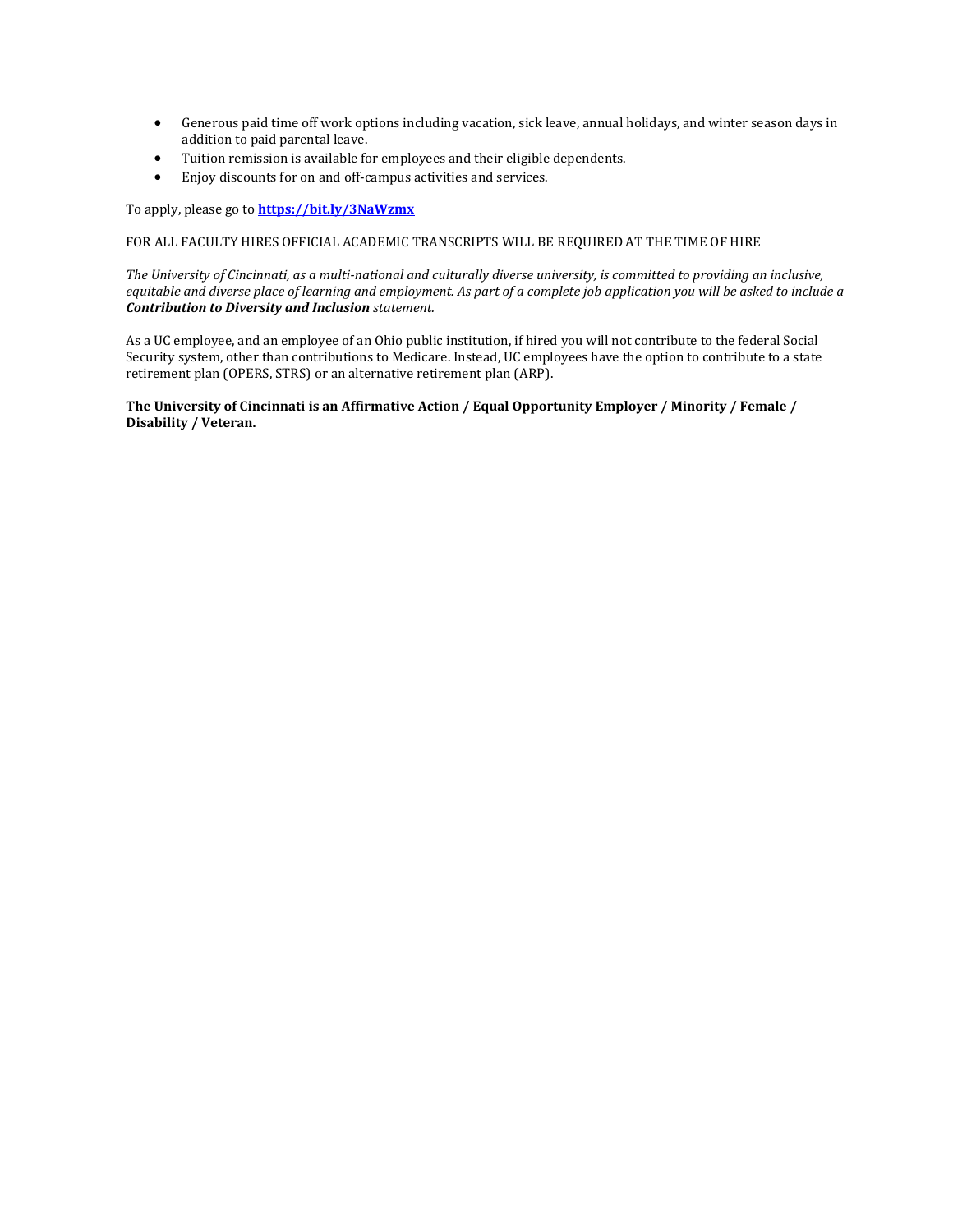- Generous paid time off work options including vacation, sick leave, annual holidays, and winter season days in addition to paid parental leave.
- Tuition remission is available for employees and their eligible dependents.
- Enjoy discounts for on and off-campus activities and services.

To apply, please go to **https://bit.ly/3NaWzmx**

FOR ALL FACULTY HIRES OFFICIAL ACADEMIC TRANSCRIPTS WILL BE REQUIRED AT THE TIME OF HIRE

*The University of Cincinnati, as a multi-national and culturally diverse university, is committed to providing an inclusive, equitable and diverse place of learning and employment. As part of a complete job application you will be asked to include a **Contribution to Diversity and Inclusion** statement.*

As a UC employee, and an employee of an Ohio public institution, if hired you will not contribute to the federal Social Security system, other than contributions to Medicare. Instead, UC employees have the option to contribute to a state retirement plan (OPERS, STRS) or an alternative retirement plan (ARP).

**The University of Cincinnati is an Affirmative Action / Equal Opportunity Employer / Minority / Female / Disability / Veteran.**